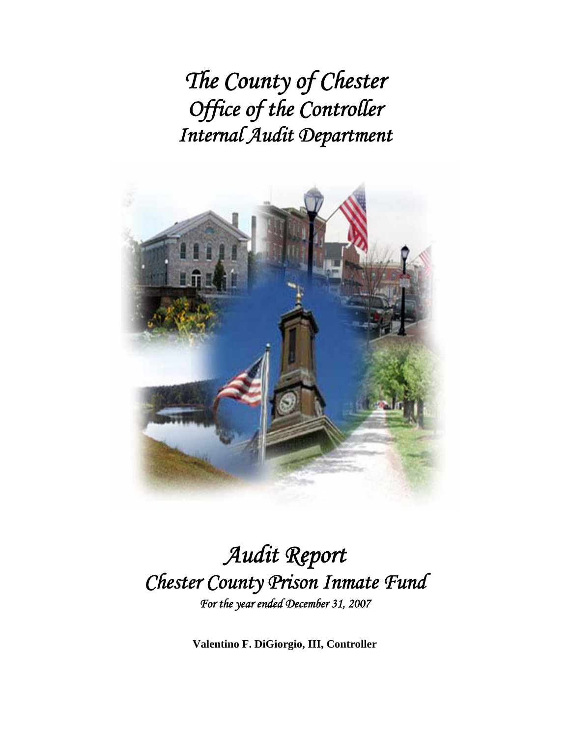# *The County of Chester*
# *Office of the Controller*
# *Internal Audit Department*

# *Audit Report*
# *Chester County Prison Inmate Fund*

*For the year ended December 31, 2007*

**Valentino F. DiGiorgio, III, Controller**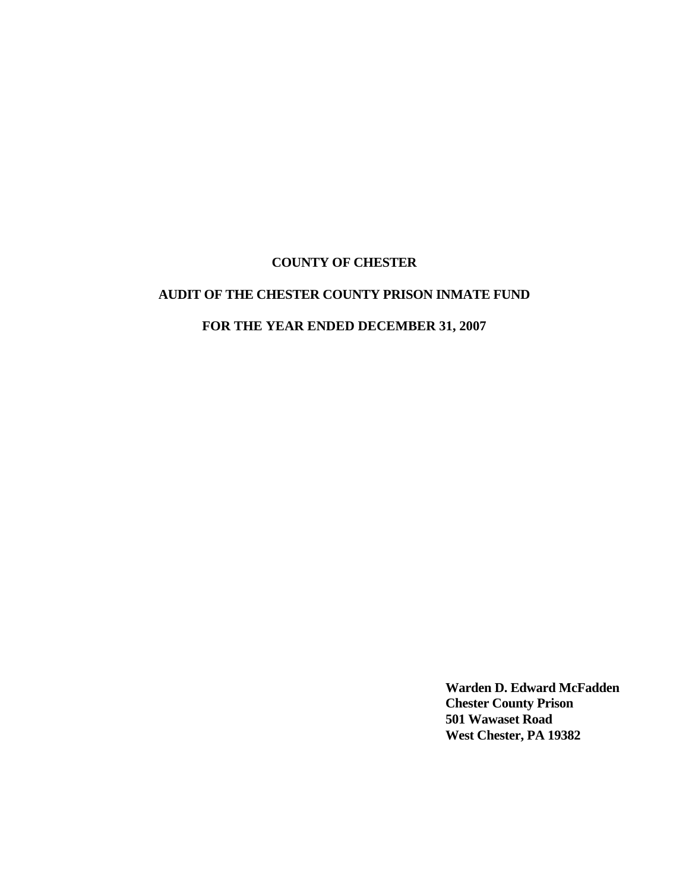**COUNTY OF CHESTER**

**AUDIT OF THE CHESTER COUNTY PRISON INMATE FUND**

**FOR THE YEAR ENDED DECEMBER 31, 2007**

**Warden D. Edward McFadden**
**Chester County Prison**
**501 Wawaset Road**
**West Chester, PA 19382**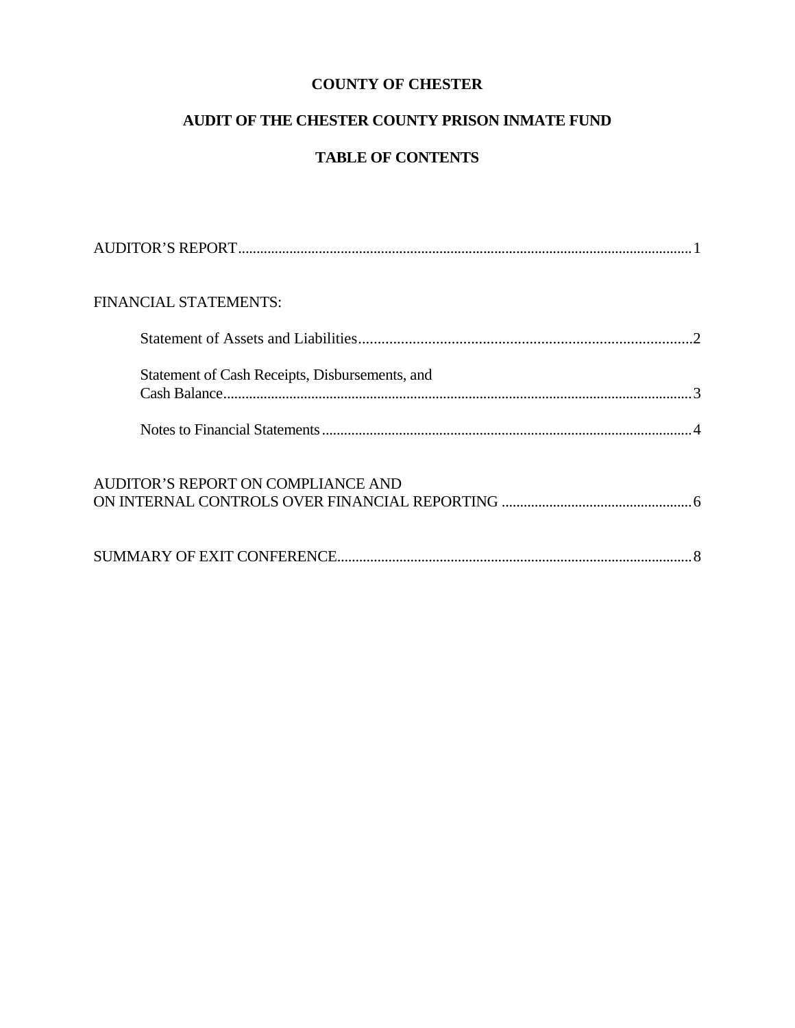# COUNTY OF CHESTER

## AUDIT OF THE CHESTER COUNTY PRISON INMATE FUND

## TABLE OF CONTENTS

AUDITOR'S REPORT.......................................................................................................................1

FINANCIAL STATEMENTS:

- Statement of Assets and Liabilities........................................................................................2
- Statement of Cash Receipts, Disbursements, and Cash Balance..............................................................................................................................3
- Notes to Financial Statements.................................................................................................4

AUDITOR'S REPORT ON COMPLIANCE AND ON INTERNAL CONTROLS OVER FINANCIAL REPORTING ....................................................6

SUMMARY OF EXIT CONFERENCE.................................................................................................8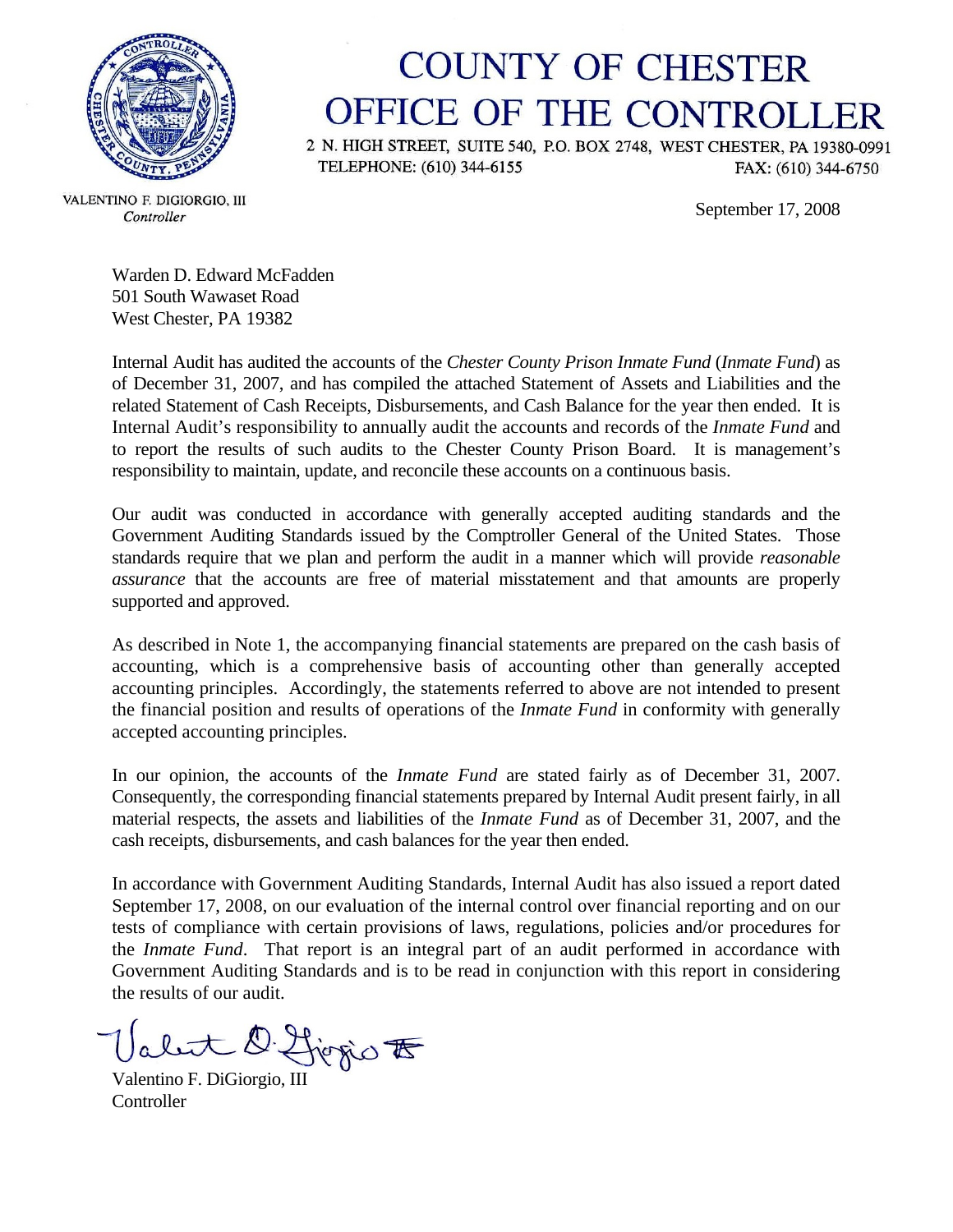# COUNTY OF CHESTER
# OFFICE OF THE CONTROLLER

2 N. HIGH STREET, SUITE 540, P.O. BOX 2748, WEST CHESTER, PA 19380-0991
TELEPHONE: (610) 344-6155 FAX: (610) 344-6750

VALENTINO F. DIGIORGIO, III
*Controller*

September 17, 2008

Warden D. Edward McFadden
501 South Wawaset Road
West Chester, PA 19382

Internal Audit has audited the accounts of the *Chester County Prison Inmate Fund* (*Inmate Fund*) as of December 31, 2007, and has compiled the attached Statement of Assets and Liabilities and the related Statement of Cash Receipts, Disbursements, and Cash Balance for the year then ended. It is Internal Audit's responsibility to annually audit the accounts and records of the *Inmate Fund* and to report the results of such audits to the Chester County Prison Board. It is management's responsibility to maintain, update, and reconcile these accounts on a continuous basis.

Our audit was conducted in accordance with generally accepted auditing standards and the Government Auditing Standards issued by the Comptroller General of the United States. Those standards require that we plan and perform the audit in a manner which will provide *reasonable assurance* that the accounts are free of material misstatement and that amounts are properly supported and approved.

As described in Note 1, the accompanying financial statements are prepared on the cash basis of accounting, which is a comprehensive basis of accounting other than generally accepted accounting principles. Accordingly, the statements referred to above are not intended to present the financial position and results of operations of the *Inmate Fund* in conformity with generally accepted accounting principles.

In our opinion, the accounts of the *Inmate Fund* are stated fairly as of December 31, 2007. Consequently, the corresponding financial statements prepared by Internal Audit present fairly, in all material respects, the assets and liabilities of the *Inmate Fund* as of December 31, 2007, and the cash receipts, disbursements, and cash balances for the year then ended.

In accordance with Government Auditing Standards, Internal Audit has also issued a report dated September 17, 2008, on our evaluation of the internal control over financial reporting and on our tests of compliance with certain provisions of laws, regulations, policies and/or procedures for the *Inmate Fund*. That report is an integral part of an audit performed in accordance with Government Auditing Standards and is to be read in conjunction with this report in considering the results of our audit.

Valentino F. DiGiorgio, III
Controller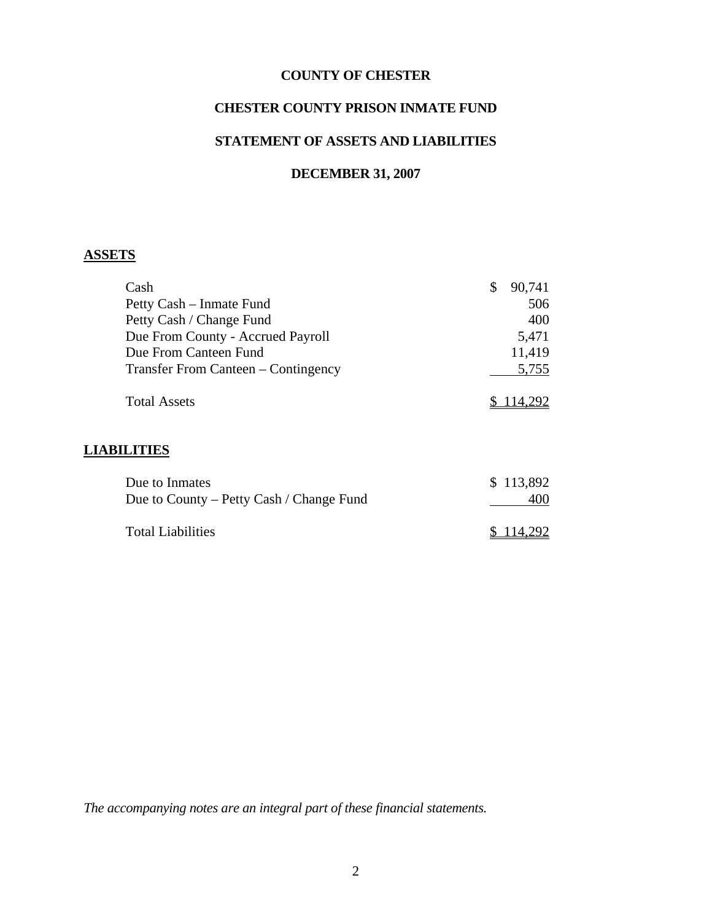# COUNTY OF CHESTER

## CHESTER COUNTY PRISON INMATE FUND

## STATEMENT OF ASSETS AND LIABILITIES

## DECEMBER 31, 2007

**ASSETS**

| | |
|---|---|
| Cash | $ 90,741 |
| Petty Cash – Inmate Fund | 506 |
| Petty Cash / Change Fund | 400 |
| Due From County - Accrued Payroll | 5,471 |
| Due From Canteen Fund | 11,419 |
| Transfer From Canteen – Contingency | 5,755 |
| Total Assets | $ 114,292 |

**LIABILITIES**

| | |
|---|---|
| Due to Inmates | $ 113,892 |
| Due to County – Petty Cash / Change Fund | 400 |
| Total Liabilities | $ 114,292 |

*The accompanying notes are an integral part of these financial statements.*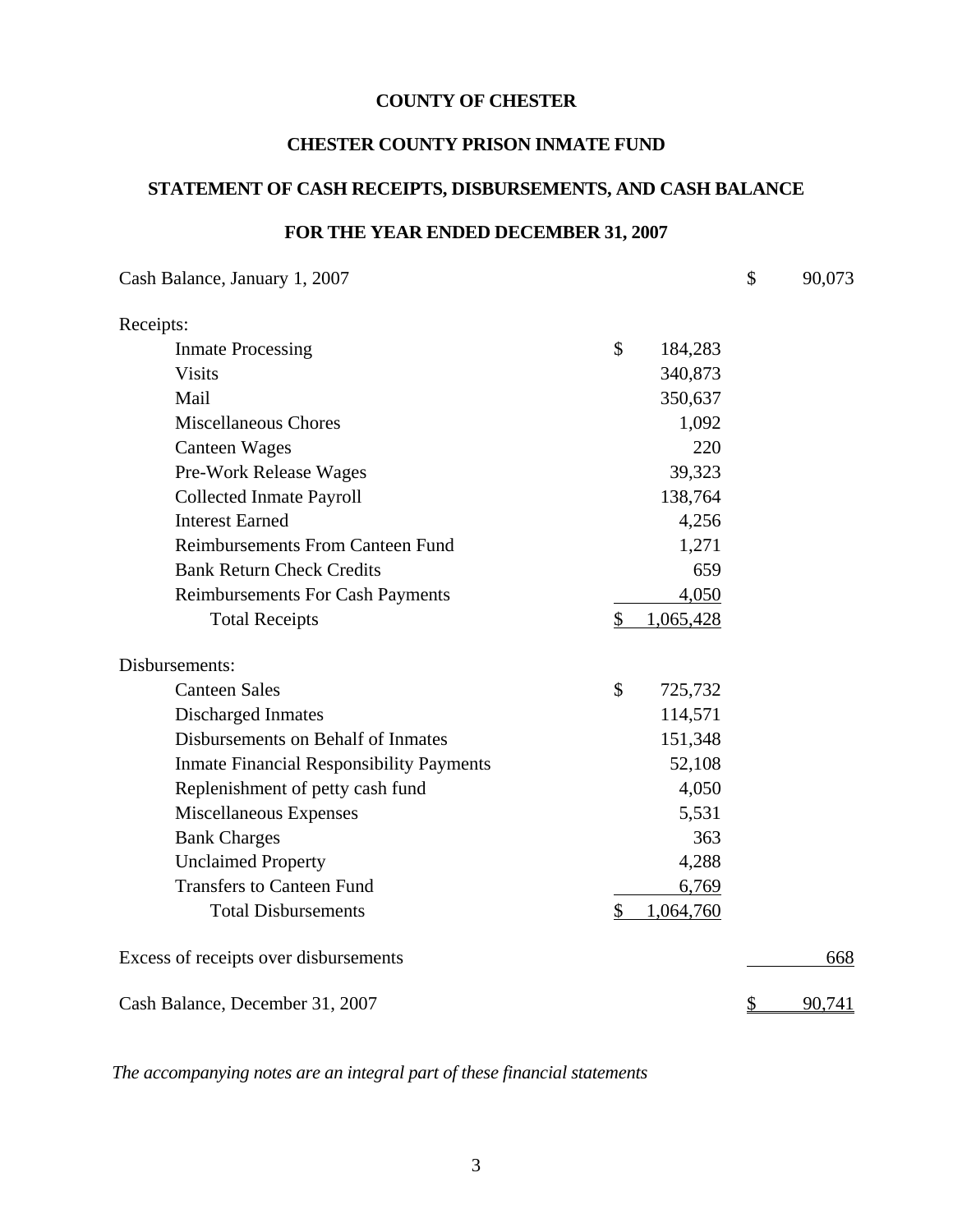**COUNTY OF CHESTER**

**CHESTER COUNTY PRISON INMATE FUND**

**STATEMENT OF CASH RECEIPTS, DISBURSEMENTS, AND CASH BALANCE**

**FOR THE YEAR ENDED DECEMBER 31, 2007**

| | | |
|---|---|---|
| Cash Balance, January 1, 2007 | | $ 90,073 |
| Receipts: | | |
| Inmate Processing | $ 184,283 | |
| Visits | 340,873 | |
| Mail | 350,637 | |
| Miscellaneous Chores | 1,092 | |
| Canteen Wages | 220 | |
| Pre-Work Release Wages | 39,323 | |
| Collected Inmate Payroll | 138,764 | |
| Interest Earned | 4,256 | |
| Reimbursements From Canteen Fund | 1,271 | |
| Bank Return Check Credits | 659 | |
| Reimbursements For Cash Payments | 4,050 | |
| Total Receipts | $ 1,065,428 | |
| Disbursements: | | |
| Canteen Sales | $ 725,732 | |
| Discharged Inmates | 114,571 | |
| Disbursements on Behalf of Inmates | 151,348 | |
| Inmate Financial Responsibility Payments | 52,108 | |
| Replenishment of petty cash fund | 4,050 | |
| Miscellaneous Expenses | 5,531 | |
| Bank Charges | 363 | |
| Unclaimed Property | 4,288 | |
| Transfers to Canteen Fund | 6,769 | |
| Total Disbursements | $ 1,064,760 | |
| Excess of receipts over disbursements | | 668 |
| Cash Balance, December 31, 2007 | | $ 90,741 |

*The accompanying notes are an integral part of these financial statements*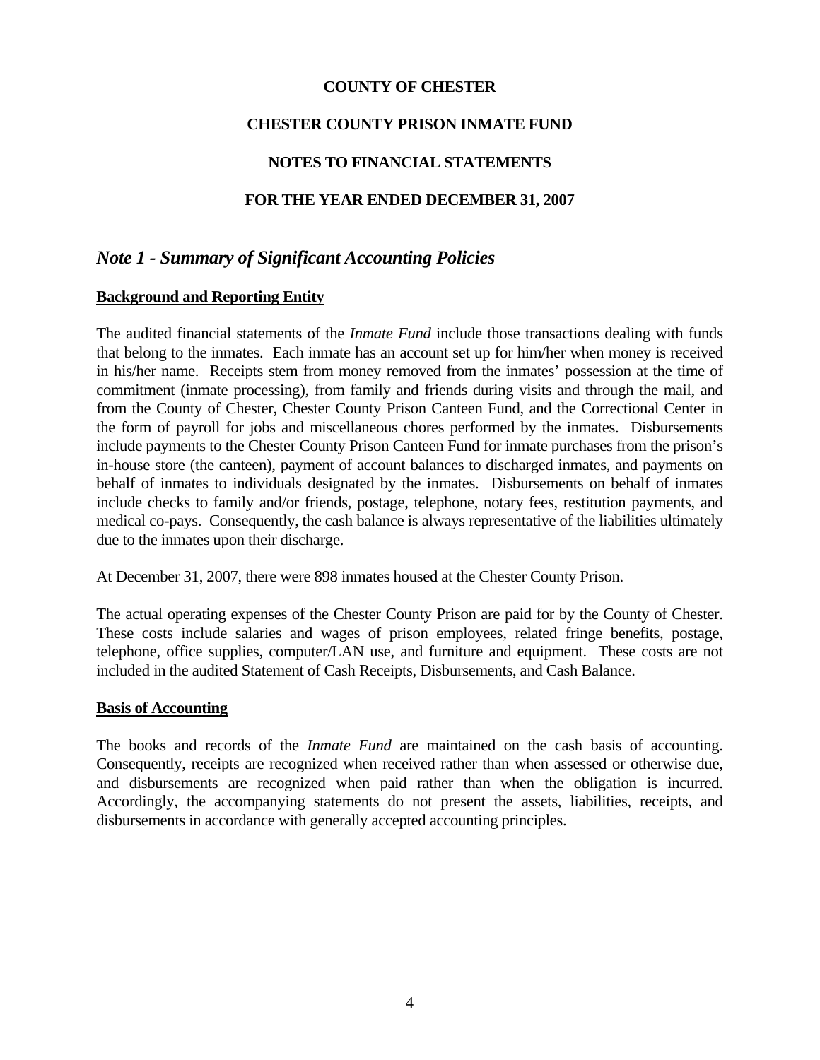**COUNTY OF CHESTER**

**CHESTER COUNTY PRISON INMATE FUND**

**NOTES TO FINANCIAL STATEMENTS**

**FOR THE YEAR ENDED DECEMBER 31, 2007**

## *Note 1 - Summary of Significant Accounting Policies*

**Background and Reporting Entity**

The audited financial statements of the *Inmate Fund* include those transactions dealing with funds that belong to the inmates. Each inmate has an account set up for him/her when money is received in his/her name. Receipts stem from money removed from the inmates' possession at the time of commitment (inmate processing), from family and friends during visits and through the mail, and from the County of Chester, Chester County Prison Canteen Fund, and the Correctional Center in the form of payroll for jobs and miscellaneous chores performed by the inmates. Disbursements include payments to the Chester County Prison Canteen Fund for inmate purchases from the prison's in-house store (the canteen), payment of account balances to discharged inmates, and payments on behalf of inmates to individuals designated by the inmates. Disbursements on behalf of inmates include checks to family and/or friends, postage, telephone, notary fees, restitution payments, and medical co-pays. Consequently, the cash balance is always representative of the liabilities ultimately due to the inmates upon their discharge.

At December 31, 2007, there were 898 inmates housed at the Chester County Prison.

The actual operating expenses of the Chester County Prison are paid for by the County of Chester. These costs include salaries and wages of prison employees, related fringe benefits, postage, telephone, office supplies, computer/LAN use, and furniture and equipment. These costs are not included in the audited Statement of Cash Receipts, Disbursements, and Cash Balance.

**Basis of Accounting**

The books and records of the *Inmate Fund* are maintained on the cash basis of accounting. Consequently, receipts are recognized when received rather than when assessed or otherwise due, and disbursements are recognized when paid rather than when the obligation is incurred. Accordingly, the accompanying statements do not present the assets, liabilities, receipts, and disbursements in accordance with generally accepted accounting principles.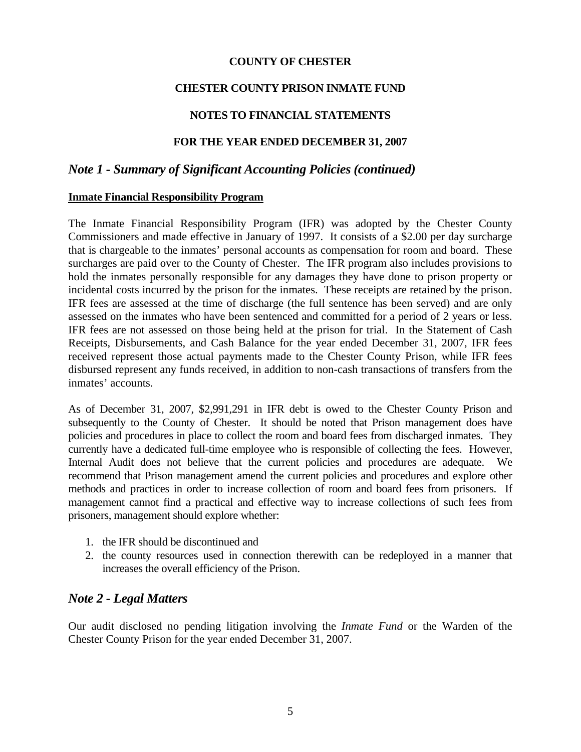**COUNTY OF CHESTER**

**CHESTER COUNTY PRISON INMATE FUND**

**NOTES TO FINANCIAL STATEMENTS**

**FOR THE YEAR ENDED DECEMBER 31, 2007**

## *Note 1 - Summary of Significant Accounting Policies (continued)*

**Inmate Financial Responsibility Program**

The Inmate Financial Responsibility Program (IFR) was adopted by the Chester County Commissioners and made effective in January of 1997. It consists of a $2.00 per day surcharge that is chargeable to the inmates' personal accounts as compensation for room and board. These surcharges are paid over to the County of Chester. The IFR program also includes provisions to hold the inmates personally responsible for any damages they have done to prison property or incidental costs incurred by the prison for the inmates. These receipts are retained by the prison. IFR fees are assessed at the time of discharge (the full sentence has been served) and are only assessed on the inmates who have been sentenced and committed for a period of 2 years or less. IFR fees are not assessed on those being held at the prison for trial. In the Statement of Cash Receipts, Disbursements, and Cash Balance for the year ended December 31, 2007, IFR fees received represent those actual payments made to the Chester County Prison, while IFR fees disbursed represent any funds received, in addition to non-cash transactions of transfers from the inmates' accounts.

As of December 31, 2007, $2,991,291 in IFR debt is owed to the Chester County Prison and subsequently to the County of Chester. It should be noted that Prison management does have policies and procedures in place to collect the room and board fees from discharged inmates. They currently have a dedicated full-time employee who is responsible of collecting the fees. However, Internal Audit does not believe that the current policies and procedures are adequate. We recommend that Prison management amend the current policies and procedures and explore other methods and practices in order to increase collection of room and board fees from prisoners. If management cannot find a practical and effective way to increase collections of such fees from prisoners, management should explore whether:

1. the IFR should be discontinued and
2. the county resources used in connection therewith can be redeployed in a manner that increases the overall efficiency of the Prison.

## *Note 2 - Legal Matters*

Our audit disclosed no pending litigation involving the *Inmate Fund* or the Warden of the Chester County Prison for the year ended December 31, 2007.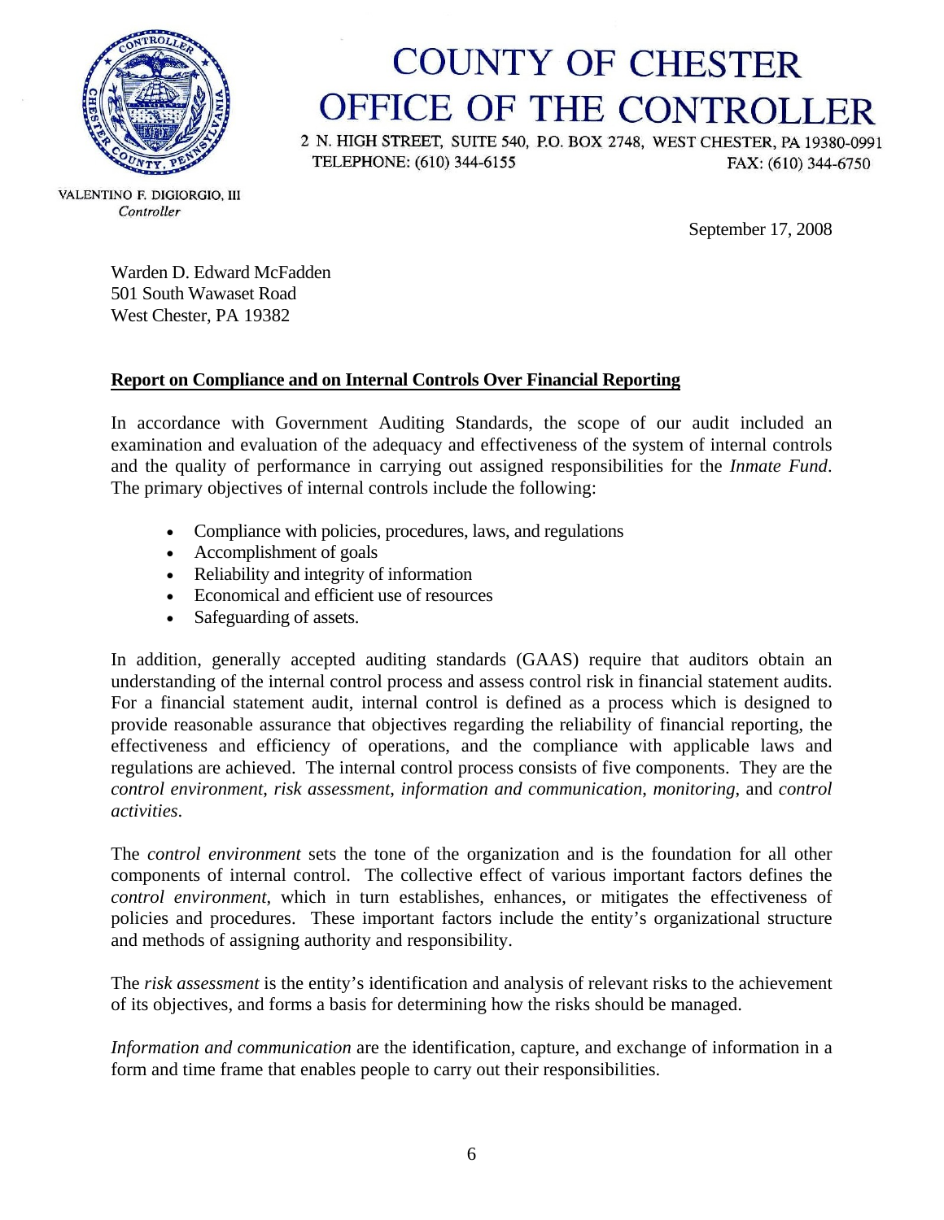# COUNTY OF CHESTER
## OFFICE OF THE CONTROLLER

2 N. HIGH STREET, SUITE 540, P.O. BOX 2748, WEST CHESTER, PA 19380-0991
TELEPHONE: (610) 344-6155 FAX: (610) 344-6750

VALENTINO F. DIGIORGIO, III
*Controller*

September 17, 2008

Warden D. Edward McFadden
501 South Wawaset Road
West Chester, PA 19382

**Report on Compliance and on Internal Controls Over Financial Reporting**

In accordance with Government Auditing Standards, the scope of our audit included an examination and evaluation of the adequacy and effectiveness of the system of internal controls and the quality of performance in carrying out assigned responsibilities for the *Inmate Fund*. The primary objectives of internal controls include the following:

- Compliance with policies, procedures, laws, and regulations
- Accomplishment of goals
- Reliability and integrity of information
- Economical and efficient use of resources
- Safeguarding of assets.

In addition, generally accepted auditing standards (GAAS) require that auditors obtain an understanding of the internal control process and assess control risk in financial statement audits. For a financial statement audit, internal control is defined as a process which is designed to provide reasonable assurance that objectives regarding the reliability of financial reporting, the effectiveness and efficiency of operations, and the compliance with applicable laws and regulations are achieved. The internal control process consists of five components. They are the *control environment*, *risk assessment*, *information and communication*, *monitoring*, and *control activities*.

The *control environment* sets the tone of the organization and is the foundation for all other components of internal control. The collective effect of various important factors defines the *control environment*, which in turn establishes, enhances, or mitigates the effectiveness of policies and procedures. These important factors include the entity's organizational structure and methods of assigning authority and responsibility.

The *risk assessment* is the entity's identification and analysis of relevant risks to the achievement of its objectives, and forms a basis for determining how the risks should be managed.

*Information and communication* are the identification, capture, and exchange of information in a form and time frame that enables people to carry out their responsibilities.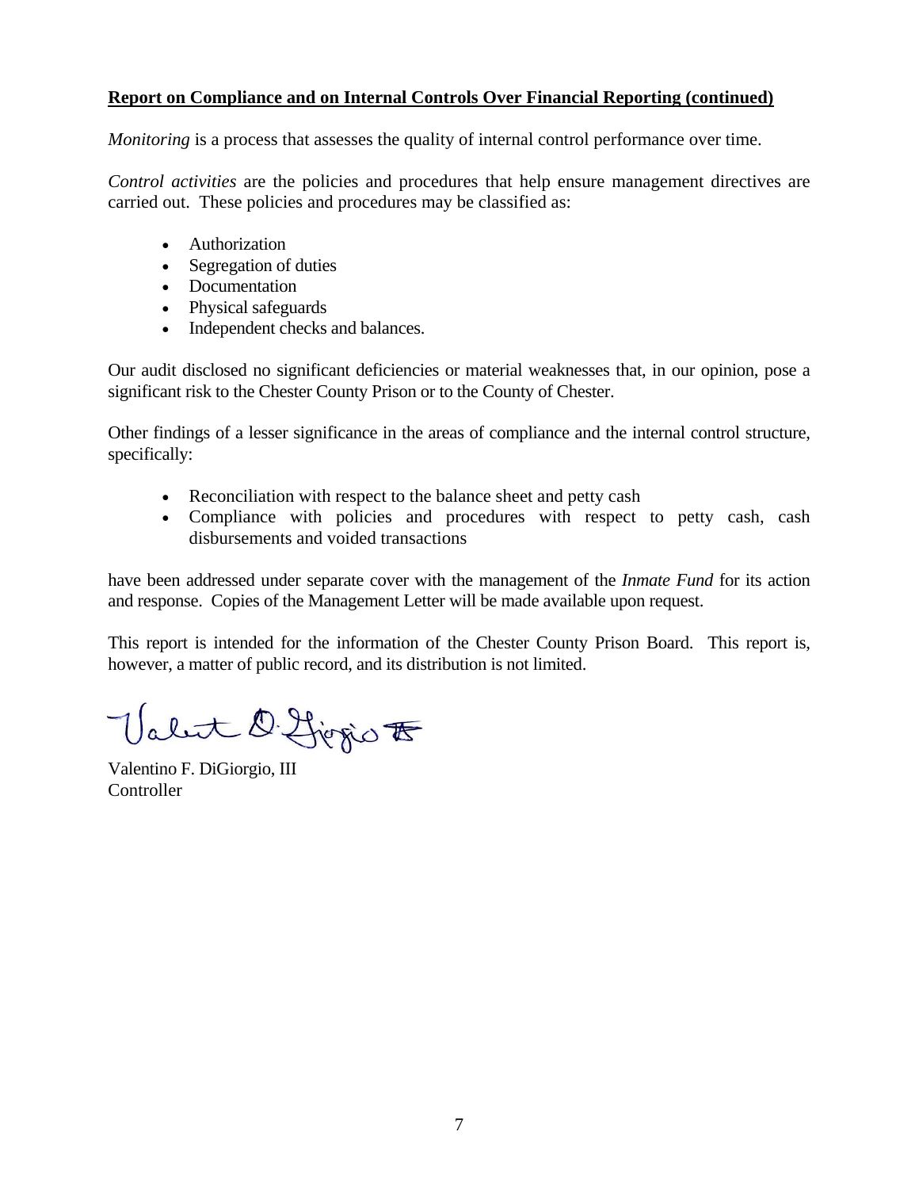**Report on Compliance and on Internal Controls Over Financial Reporting (continued)**

*Monitoring* is a process that assesses the quality of internal control performance over time.

*Control activities* are the policies and procedures that help ensure management directives are carried out. These policies and procedures may be classified as:

- Authorization
- Segregation of duties
- Documentation
- Physical safeguards
- Independent checks and balances.

Our audit disclosed no significant deficiencies or material weaknesses that, in our opinion, pose a significant risk to the Chester County Prison or to the County of Chester.

Other findings of a lesser significance in the areas of compliance and the internal control structure, specifically:

- Reconciliation with respect to the balance sheet and petty cash
- Compliance with policies and procedures with respect to petty cash, cash disbursements and voided transactions

have been addressed under separate cover with the management of the *Inmate Fund* for its action and response. Copies of the Management Letter will be made available upon request.

This report is intended for the information of the Chester County Prison Board. This report is, however, a matter of public record, and its distribution is not limited.

Valentino F. DiGiorgio, III
Controller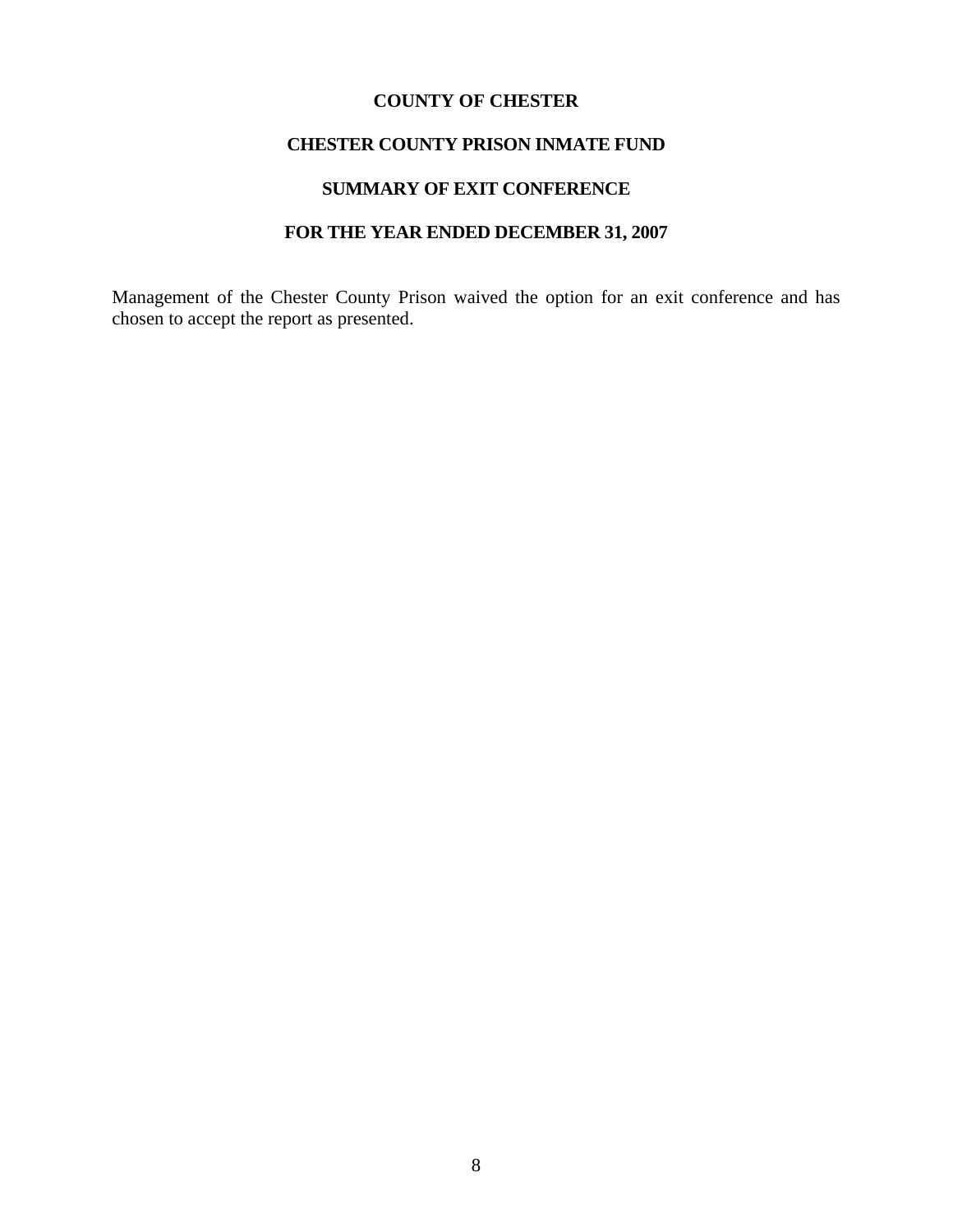# COUNTY OF CHESTER

## CHESTER COUNTY PRISON INMATE FUND

## SUMMARY OF EXIT CONFERENCE

## FOR THE YEAR ENDED DECEMBER 31, 2007

Management of the Chester County Prison waived the option for an exit conference and has chosen to accept the report as presented.